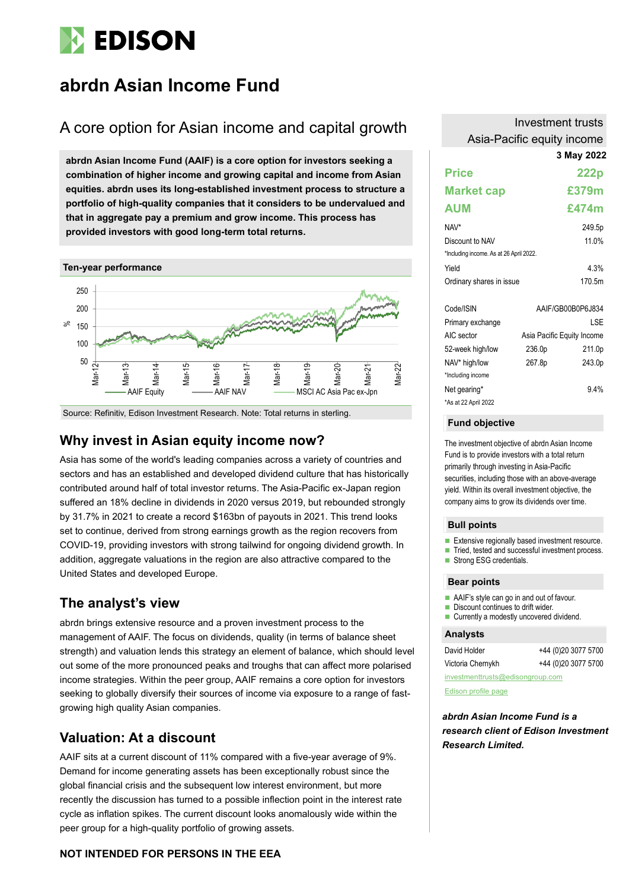# abrdn Asian Income Fund

## A core option for Asian income and capital growth

**abrdn Asian Income Fund (AAIF) is a core option for investors seeking a combination of higher income and growing capital and income from Asian equities. abrdn uses its long-established investment process to structure a portfolio of high-quality companies that it considers to be undervalued and that in aggregate pay a premium and grow income. This process has provided investors with good long-term total returns.**

**Ten-year performance**

Source: Refinitiv, Edison Investment Research. Note: Total returns in sterling.

## Why invest in Asian equity income now?

Asia has some of the world's leading companies across a variety of countries and sectors and has an established and developed dividend culture that has historically contributed around half of total investor returns. The Asia-Pacific ex-Japan region suffered an 18% decline in dividends in 2020 versus 2019, but rebounded strongly by 31.7% in 2021 to create a record $163bn of payouts in 2021. This trend looks set to continue, derived from strong earnings growth as the region recovers from COVID-19, providing investors with strong tailwind for ongoing dividend growth. In addition, aggregate valuations in the region are also attractive compared to the United States and developed Europe.

## The analyst's view

abrdn brings extensive resource and a proven investment process to the management of AAIF. The focus on dividends, quality (in terms of balance sheet strength) and valuation lends this strategy an element of balance, which should level out some of the more pronounced peaks and troughs that can affect more polarised income strategies. Within the peer group, AAIF remains a core option for investors seeking to globally diversify their sources of income via exposure to a range of fast-growing high quality Asian companies.

## Valuation: At a discount

AAIF sits at a current discount of 11% compared with a five-year average of 9%. Demand for income generating assets has been exceptionally robust since the global financial crisis and the subsequent low interest environment, but more recently the discussion has turned to a possible inflection point in the interest rate cycle as inflation spikes. The current discount looks anomalously wide within the peer group for a high-quality portfolio of growing assets.

**NOT INTENDED FOR PERSONS IN THE EEA**

Investment trusts
Asia-Pacific equity income

**3 May 2022**

| | |
|---|---|
| **Price** | **222p** |
| **Market cap** | **£379m** |
| **AUM** | **£474m** |

| | |
|---|---|
| NAV* | 249.5p |
| Discount to NAV | 11.0% |
| *Including income. As at 26 April 2022. | |
| Yield | 4.3% |
| Ordinary shares in issue | 170.5m |

| | | |
|---|---|---|
| Code/ISIN | AAIF/GB00B0P6J834 | |
| Primary exchange | LSE | |
| AIC sector | Asia Pacific Equity Income | |
| 52-week high/low | 236.0p | 211.0p |
| NAV* high/low | 267.8p | 243.0p |
| *Including income | | |
| Net gearing* | | 9.4% |
| *As at 22 April 2022 | | |

### Fund objective

The investment objective of abrdn Asian Income Fund is to provide investors with a total return primarily through investing in Asia-Pacific securities, including those with an above-average yield. Within its overall investment objective, the company aims to grow its dividends over time.

### Bull points

- Extensive regionally based investment resource.
- Tried, tested and successful investment process.
- Strong ESG credentials.

### Bear points

- AAIF's style can go in and out of favour.
- Discount continues to drift wider.
- Currently a modestly uncovered dividend.

### Analysts

| | |
|---|---|
| David Holder | +44 (0)20 3077 5700 |
| Victoria Chernykh | +44 (0)20 3077 5700 |

investmenttrusts@edisongroup.com

Edison profile page

***abrdn Asian Income Fund is a research client of Edison Investment Research Limited.***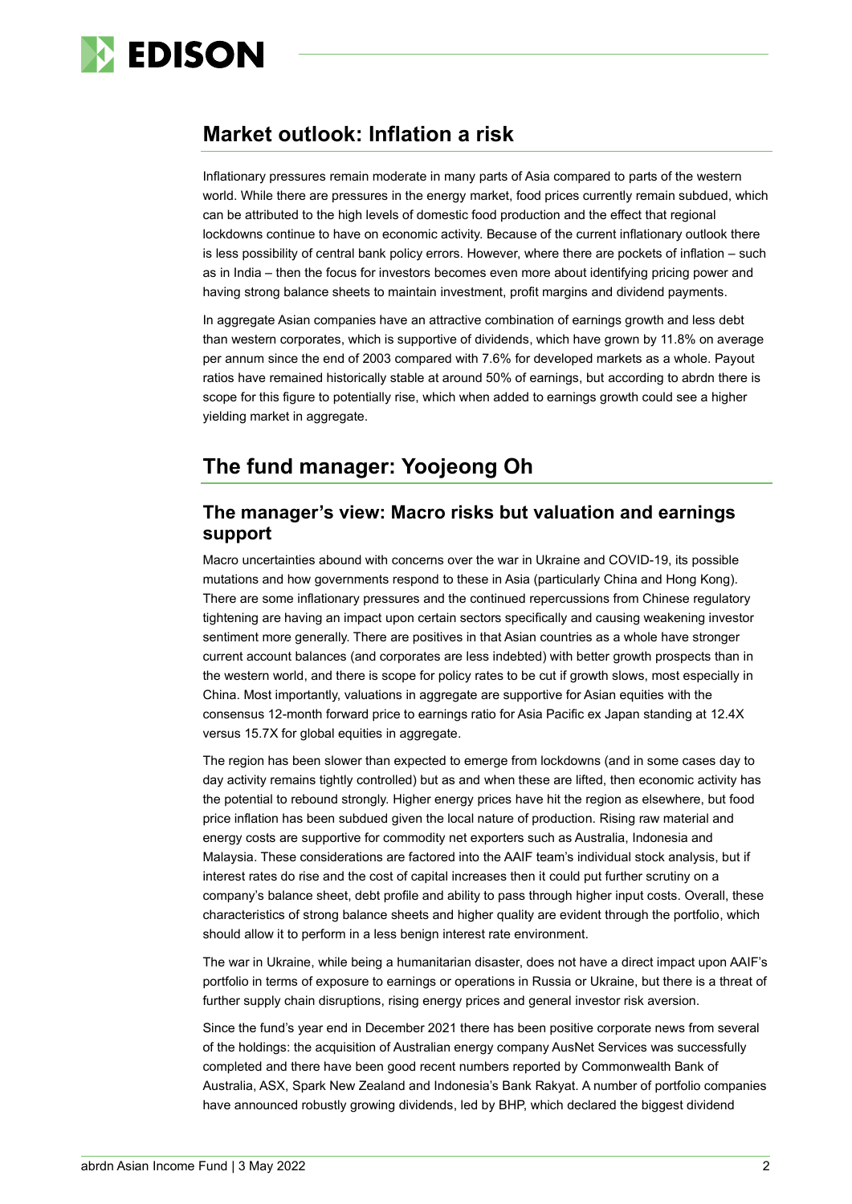## Market outlook: Inflation a risk

Inflationary pressures remain moderate in many parts of Asia compared to parts of the western world. While there are pressures in the energy market, food prices currently remain subdued, which can be attributed to the high levels of domestic food production and the effect that regional lockdowns continue to have on economic activity. Because of the current inflationary outlook there is less possibility of central bank policy errors. However, where there are pockets of inflation – such as in India – then the focus for investors becomes even more about identifying pricing power and having strong balance sheets to maintain investment, profit margins and dividend payments.

In aggregate Asian companies have an attractive combination of earnings growth and less debt than western corporates, which is supportive of dividends, which have grown by 11.8% on average per annum since the end of 2003 compared with 7.6% for developed markets as a whole. Payout ratios have remained historically stable at around 50% of earnings, but according to abrdn there is scope for this figure to potentially rise, which when added to earnings growth could see a higher yielding market in aggregate.

## The fund manager: Yoojeong Oh

### The manager's view: Macro risks but valuation and earnings support

Macro uncertainties abound with concerns over the war in Ukraine and COVID-19, its possible mutations and how governments respond to these in Asia (particularly China and Hong Kong). There are some inflationary pressures and the continued repercussions from Chinese regulatory tightening are having an impact upon certain sectors specifically and causing weakening investor sentiment more generally. There are positives in that Asian countries as a whole have stronger current account balances (and corporates are less indebted) with better growth prospects than in the western world, and there is scope for policy rates to be cut if growth slows, most especially in China. Most importantly, valuations in aggregate are supportive for Asian equities with the consensus 12-month forward price to earnings ratio for Asia Pacific ex Japan standing at 12.4X versus 15.7X for global equities in aggregate.

The region has been slower than expected to emerge from lockdowns (and in some cases day to day activity remains tightly controlled) but as and when these are lifted, then economic activity has the potential to rebound strongly. Higher energy prices have hit the region as elsewhere, but food price inflation has been subdued given the local nature of production. Rising raw material and energy costs are supportive for commodity net exporters such as Australia, Indonesia and Malaysia. These considerations are factored into the AAIF team's individual stock analysis, but if interest rates do rise and the cost of capital increases then it could put further scrutiny on a company's balance sheet, debt profile and ability to pass through higher input costs. Overall, these characteristics of strong balance sheets and higher quality are evident through the portfolio, which should allow it to perform in a less benign interest rate environment.

The war in Ukraine, while being a humanitarian disaster, does not have a direct impact upon AAIF's portfolio in terms of exposure to earnings or operations in Russia or Ukraine, but there is a threat of further supply chain disruptions, rising energy prices and general investor risk aversion.

Since the fund's year end in December 2021 there has been positive corporate news from several of the holdings: the acquisition of Australian energy company AusNet Services was successfully completed and there have been good recent numbers reported by Commonwealth Bank of Australia, ASX, Spark New Zealand and Indonesia's Bank Rakyat. A number of portfolio companies have announced robustly growing dividends, led by BHP, which declared the biggest dividend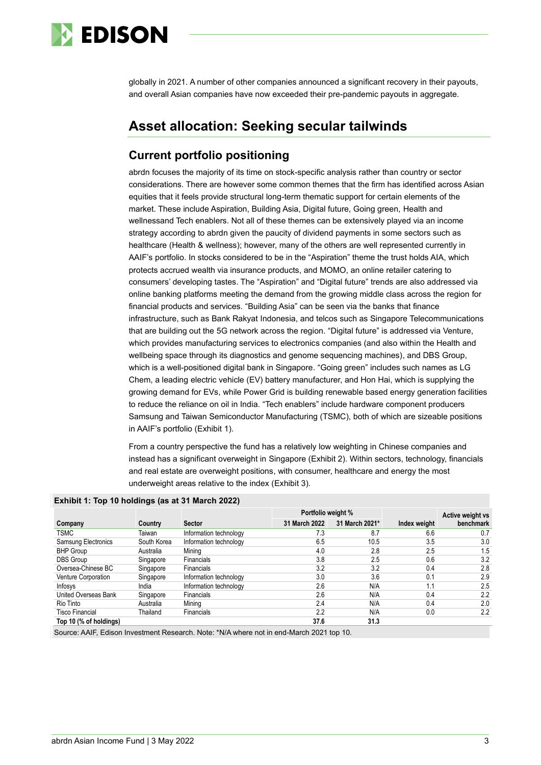globally in 2021. A number of other companies announced a significant recovery in their payouts, and overall Asian companies have now exceeded their pre-pandemic payouts in aggregate.

## Asset allocation: Seeking secular tailwinds

### Current portfolio positioning

abrdn focuses the majority of its time on stock-specific analysis rather than country or sector considerations. There are however some common themes that the firm has identified across Asian equities that it feels provide structural long-term thematic support for certain elements of the market. These include Aspiration, Building Asia, Digital future, Going green, Health and wellnessand Tech enablers. Not all of these themes can be extensively played via an income strategy according to abrdn given the paucity of dividend payments in some sectors such as healthcare (Health & wellness); however, many of the others are well represented currently in AAIF's portfolio. In stocks considered to be in the "Aspiration" theme the trust holds AIA, which protects accrued wealth via insurance products, and MOMO, an online retailer catering to consumers' developing tastes. The "Aspiration" and "Digital future" trends are also addressed via online banking platforms meeting the demand from the growing middle class across the region for financial products and services. "Building Asia" can be seen via the banks that finance infrastructure, such as Bank Rakyat Indonesia, and telcos such as Singapore Telecommunications that are building out the 5G network across the region. "Digital future" is addressed via Venture, which provides manufacturing services to electronics companies (and also within the Health and wellbeing space through its diagnostics and genome sequencing machines), and DBS Group, which is a well-positioned digital bank in Singapore. "Going green" includes such names as LG Chem, a leading electric vehicle (EV) battery manufacturer, and Hon Hai, which is supplying the growing demand for EVs, while Power Grid is building renewable based energy generation facilities to reduce the reliance on oil in India. "Tech enablers" include hardware component producers Samsung and Taiwan Semiconductor Manufacturing (TSMC), both of which are sizeable positions in AAIF's portfolio (Exhibit 1).

From a country perspective the fund has a relatively low weighting in Chinese companies and instead has a significant overweight in Singapore (Exhibit 2). Within sectors, technology, financials and real estate are overweight positions, with consumer, healthcare and energy the most underweight areas relative to the index (Exhibit 3).

**Exhibit 1: Top 10 holdings (as at 31 March 2022)**

| | | | Portfolio weight % | | | |
|---|---|---|---|---|---|---|
| **Company** | **Country** | **Sector** | **31 March 2022** | **31 March 2021*** | **Index weight** | **Active weight vs benchmark** |
| TSMC | Taiwan | Information technology | 7.3 | 8.7 | 6.6 | 0.7 |
| Samsung Electronics | South Korea | Information technology | 6.5 | 10.5 | 3.5 | 3.0 |
| BHP Group | Australia | Mining | 4.0 | 2.8 | 2.5 | 1.5 |
| DBS Group | Singapore | Financials | 3.8 | 2.5 | 0.6 | 3.2 |
| Oversea-Chinese BC | Singapore | Financials | 3.2 | 3.2 | 0.4 | 2.8 |
| Venture Corporation | Singapore | Information technology | 3.0 | 3.6 | 0.1 | 2.9 |
| Infosys | India | Information technology | 2.6 | N/A | 1.1 | 2.5 |
| United Overseas Bank | Singapore | Financials | 2.6 | N/A | 0.4 | 2.2 |
| Rio Tinto | Australia | Mining | 2.4 | N/A | 0.4 | 2.0 |
| Tisco Financial | Thailand | Financials | 2.2 | N/A | 0.0 | 2.2 |
| **Top 10 (% of holdings)** | | | **37.6** | **31.3** | | |

Source: AAIF, Edison Investment Research. Note: *N/A where not in end-March 2021 top 10.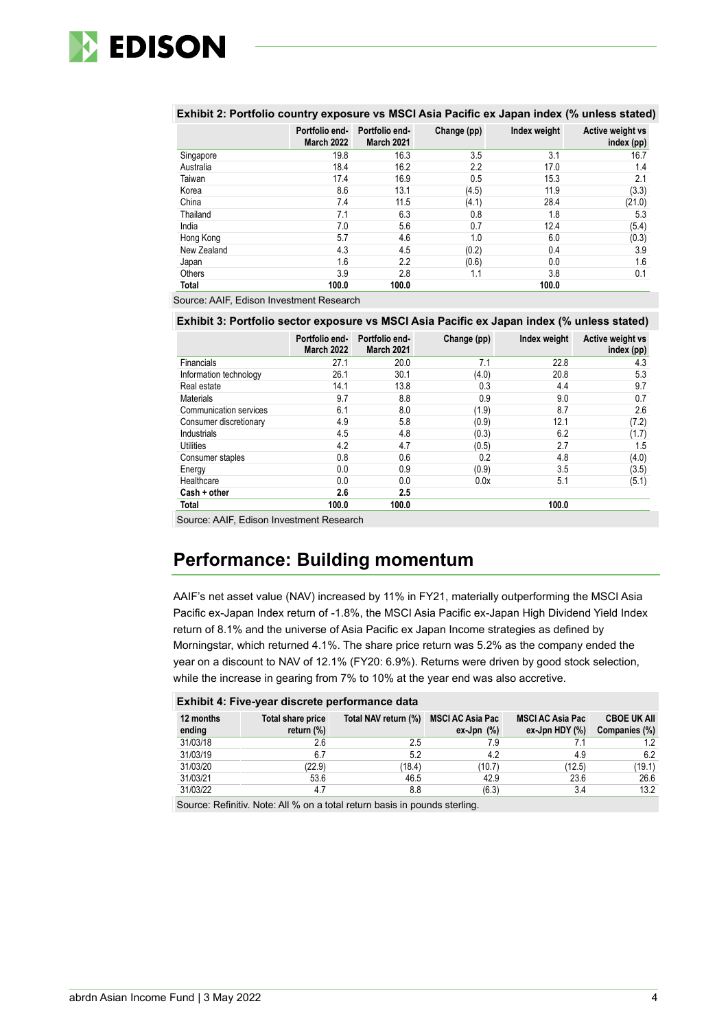**Exhibit 2: Portfolio country exposure vs MSCI Asia Pacific ex Japan index (% unless stated)**

| | Portfolio end-March 2022 | Portfolio end-March 2021 | Change (pp) | Index weight | Active weight vs index (pp) |
|---|---|---|---|---|---|
| Singapore | 19.8 | 16.3 | 3.5 | 3.1 | 16.7 |
| Australia | 18.4 | 16.2 | 2.2 | 17.0 | 1.4 |
| Taiwan | 17.4 | 16.9 | 0.5 | 15.3 | 2.1 |
| Korea | 8.6 | 13.1 | (4.5) | 11.9 | (3.3) |
| China | 7.4 | 11.5 | (4.1) | 28.4 | (21.0) |
| Thailand | 7.1 | 6.3 | 0.8 | 1.8 | 5.3 |
| India | 7.0 | 5.6 | 0.7 | 12.4 | (5.4) |
| Hong Kong | 5.7 | 4.6 | 1.0 | 6.0 | (0.3) |
| New Zealand | 4.3 | 4.5 | (0.2) | 0.4 | 3.9 |
| Japan | 1.6 | 2.2 | (0.6) | 0.0 | 1.6 |
| Others | 3.9 | 2.8 | 1.1 | 3.8 | 0.1 |
| **Total** | **100.0** | **100.0** | | **100.0** | |

Source: AAIF, Edison Investment Research

**Exhibit 3: Portfolio sector exposure vs MSCI Asia Pacific ex Japan index (% unless stated)**

| | Portfolio end-March 2022 | Portfolio end-March 2021 | Change (pp) | Index weight | Active weight vs index (pp) |
|---|---|---|---|---|---|
| Financials | 27.1 | 20.0 | 7.1 | 22.8 | 4.3 |
| Information technology | 26.1 | 30.1 | (4.0) | 20.8 | 5.3 |
| Real estate | 14.1 | 13.8 | 0.3 | 4.4 | 9.7 |
| Materials | 9.7 | 8.8 | 0.9 | 9.0 | 0.7 |
| Communication services | 6.1 | 8.0 | (1.9) | 8.7 | 2.6 |
| Consumer discretionary | 4.9 | 5.8 | (0.9) | 12.1 | (7.2) |
| Industrials | 4.5 | 4.8 | (0.3) | 6.2 | (1.7) |
| Utilities | 4.2 | 4.7 | (0.5) | 2.7 | 1.5 |
| Consumer staples | 0.8 | 0.6 | 0.2 | 4.8 | (4.0) |
| Energy | 0.0 | 0.9 | (0.9) | 3.5 | (3.5) |
| Healthcare | 0.0 | 0.0 | 0.0x | 5.1 | (5.1) |
| **Cash + other** | **2.6** | **2.5** | | | |
| **Total** | **100.0** | **100.0** | | **100.0** | |

Source: AAIF, Edison Investment Research

## Performance: Building momentum

AAIF's net asset value (NAV) increased by 11% in FY21, materially outperforming the MSCI Asia Pacific ex-Japan Index return of -1.8%, the MSCI Asia Pacific ex-Japan High Dividend Yield Index return of 8.1% and the universe of Asia Pacific ex Japan Income strategies as defined by Morningstar, which returned 4.1%. The share price return was 5.2% as the company ended the year on a discount to NAV of 12.1% (FY20: 6.9%). Returns were driven by good stock selection, while the increase in gearing from 7% to 10% at the year end was also accretive.

**Exhibit 4: Five-year discrete performance data**

| 12 months ending | Total share price return (%) | Total NAV return (%) | MSCI AC Asia Pac ex-Jpn (%) | MSCI AC Asia Pac ex-Jpn HDY (%) | CBOE UK All Companies (%) |
|---|---|---|---|---|---|
| 31/03/18 | 2.6 | 2.5 | 7.9 | 7.1 | 1.2 |
| 31/03/19 | 6.7 | 5.2 | 4.2 | 4.9 | 6.2 |
| 31/03/20 | (22.9) | (18.4) | (10.7) | (12.5) | (19.1) |
| 31/03/21 | 53.6 | 46.5 | 42.9 | 23.6 | 26.6 |
| 31/03/22 | 4.7 | 8.8 | (6.3) | 3.4 | 13.2 |

Source: Refinitiv. Note: All % on a total return basis in pounds sterling.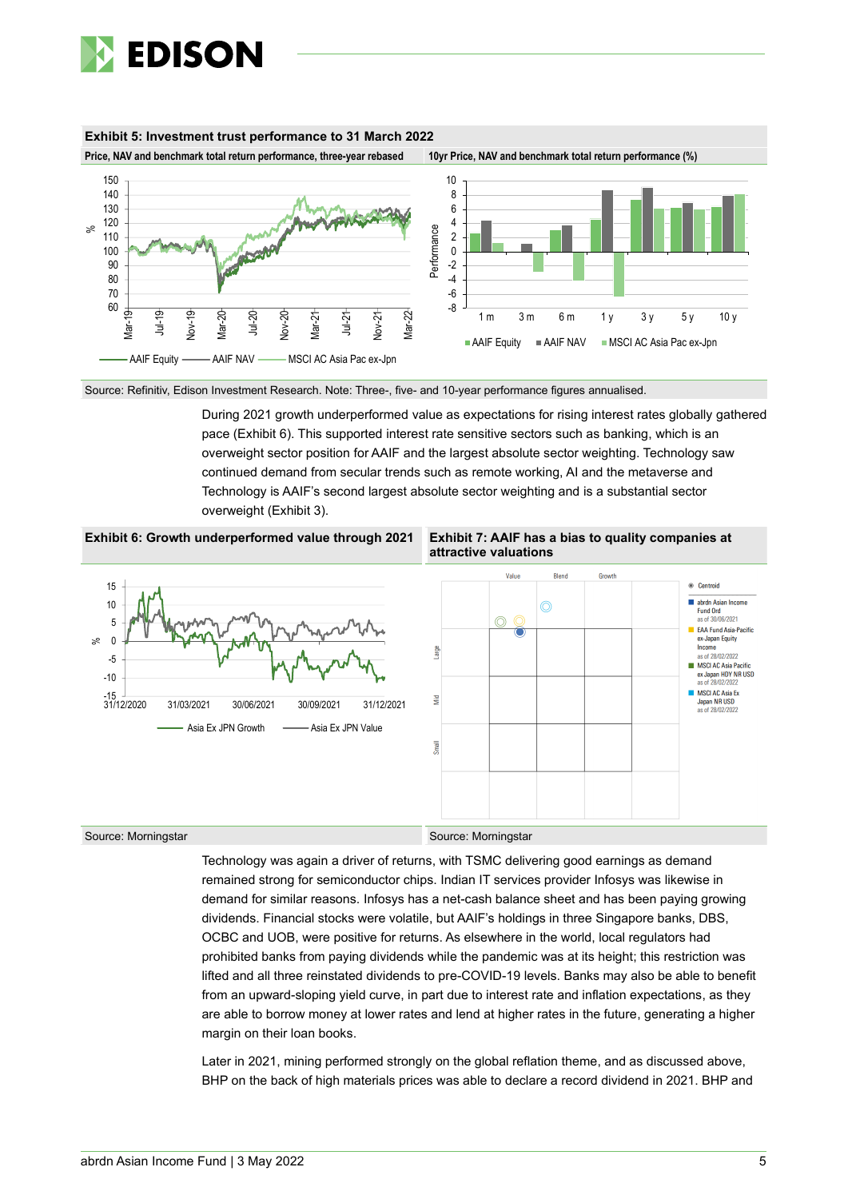**Exhibit 5: Investment trust performance to 31 March 2022**

Price, NAV and benchmark total return performance, three-year rebased | 10yr Price, NAV and benchmark total return performance (%)

Source: Refinitiv, Edison Investment Research. Note: Three-, five- and 10-year performance figures annualised.

During 2021 growth underperformed value as expectations for rising interest rates globally gathered pace (Exhibit 6). This supported interest rate sensitive sectors such as banking, which is an overweight sector position for AAIF and the largest absolute sector weighting. Technology saw continued demand from secular trends such as remote working, AI and the metaverse and Technology is AAIF's second largest absolute sector weighting and is a substantial sector overweight (Exhibit 3).

**Exhibit 6: Growth underperformed value through 2021**

Source: Morningstar

**Exhibit 7: AAIF has a bias to quality companies at attractive valuations**

Source: Morningstar

Technology was again a driver of returns, with TSMC delivering good earnings as demand remained strong for semiconductor chips. Indian IT services provider Infosys was likewise in demand for similar reasons. Infosys has a net-cash balance sheet and has been paying growing dividends. Financial stocks were volatile, but AAIF's holdings in three Singapore banks, DBS, OCBC and UOB, were positive for returns. As elsewhere in the world, local regulators had prohibited banks from paying dividends while the pandemic was at its height; this restriction was lifted and all three reinstated dividends to pre-COVID-19 levels. Banks may also be able to benefit from an upward-sloping yield curve, in part due to interest rate and inflation expectations, as they are able to borrow money at lower rates and lend at higher rates in the future, generating a higher margin on their loan books.

Later in 2021, mining performed strongly on the global reflation theme, and as discussed above, BHP on the back of high materials prices was able to declare a record dividend in 2021. BHP and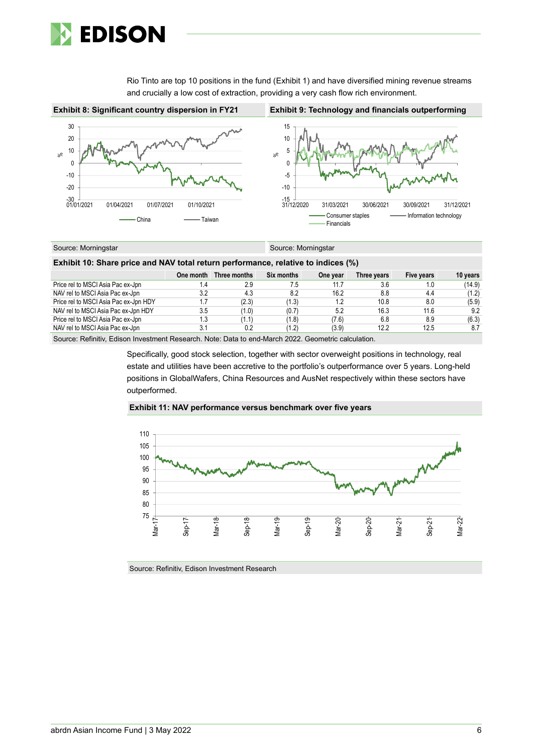Rio Tinto are top 10 positions in the fund (Exhibit 1) and have diversified mining revenue streams and crucially a low cost of extraction, providing a very cash flow rich environment.

**Exhibit 8: Significant country dispersion in FY21**

Source: Morningstar

**Exhibit 9: Technology and financials outperforming**

Source: Morningstar

**Exhibit 10: Share price and NAV total return performance, relative to indices (%)**

| | One month | Three months | Six months | One year | Three years | Five years | 10 years |
|---|---|---|---|---|---|---|---|
| Price rel to MSCI Asia Pac ex-Jpn | 1.4 | 2.9 | 7.5 | 11.7 | 3.6 | 1.0 | (14.9) |
| NAV rel to MSCI Asia Pac ex-Jpn | 3.2 | 4.3 | 8.2 | 16.2 | 8.8 | 4.4 | (1.2) |
| Price rel to MSCI Asia Pac ex-Jpn HDY | 1.7 | (2.3) | (1.3) | 1.2 | 10.8 | 8.0 | (5.9) |
| NAV rel to MSCI Asia Pac ex-Jpn HDY | 3.5 | (1.0) | (0.7) | 5.2 | 16.3 | 11.6 | 9.2 |
| Price rel to MSCI Asia Pac ex-Jpn | 1.3 | (1.1) | (1.8) | (7.6) | 6.8 | 8.9 | (6.3) |
| NAV rel to MSCI Asia Pac ex-Jpn | 3.1 | 0.2 | (1.2) | (3.9) | 12.2 | 12.5 | 8.7 |

Source: Refinitiv, Edison Investment Research. Note: Data to end-March 2022. Geometric calculation.

Specifically, good stock selection, together with sector overweight positions in technology, real estate and utilities have been accretive to the portfolio's outperformance over 5 years. Long-held positions in GlobalWafers, China Resources and AusNet respectively within these sectors have outperformed.

**Exhibit 11: NAV performance versus benchmark over five years**

Source: Refinitiv, Edison Investment Research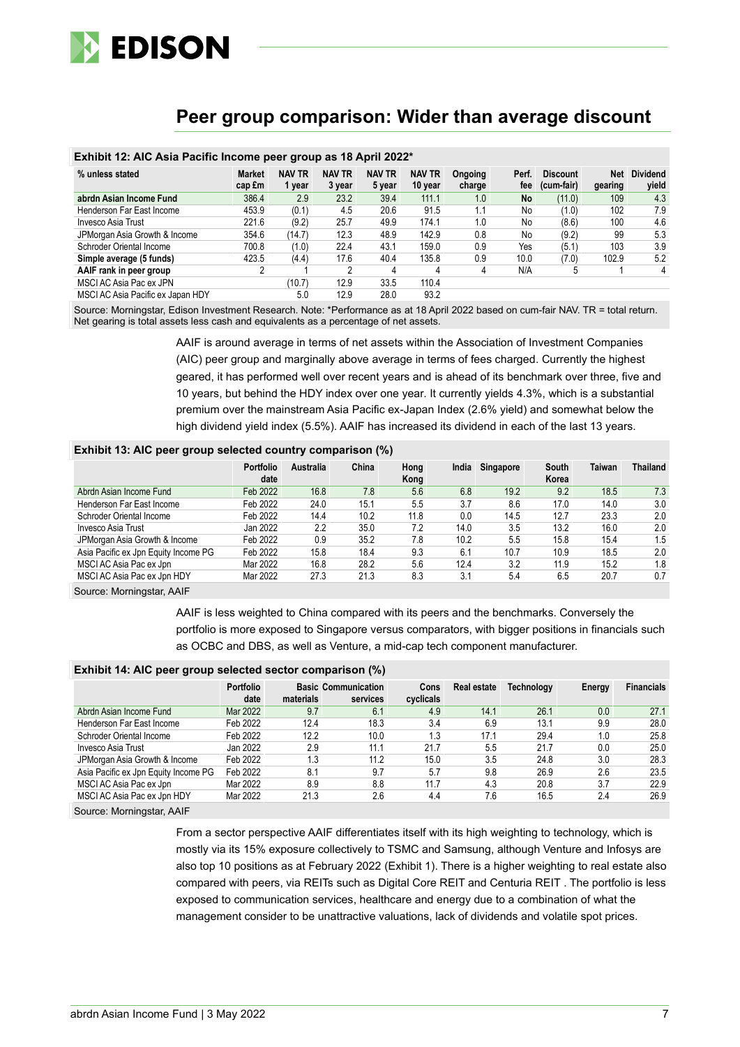## Peer group comparison: Wider than average discount

**Exhibit 12: AIC Asia Pacific Income peer group as 18 April 2022***

| % unless stated | Market cap £m | NAV TR 1 year | NAV TR 3 year | NAV TR 5 year | NAV TR 10 year | Ongoing charge | Perf. fee | Discount (cum-fair) | Net gearing | Dividend yield |
|---|---|---|---|---|---|---|---|---|---|---|
| **abrdn Asian Income Fund** | 386.4 | 2.9 | 23.2 | 39.4 | 111.1 | 1.0 | **No** | (11.0) | 109 | 4.3 |
| Henderson Far East Income | 453.9 | (0.1) | 4.5 | 20.6 | 91.5 | 1.1 | No | (1.0) | 102 | 7.9 |
| Invesco Asia Trust | 221.6 | (9.2) | 25.7 | 49.9 | 174.1 | 1.0 | No | (8.6) | 100 | 4.6 |
| JPMorgan Asia Growth & Income | 354.6 | (14.7) | 12.3 | 48.9 | 142.9 | 0.8 | No | (9.2) | 99 | 5.3 |
| Schroder Oriental Income | 700.8 | (1.0) | 22.4 | 43.1 | 159.0 | 0.9 | Yes | (5.1) | 103 | 3.9 |
| **Simple average (5 funds)** | 423.5 | (4.4) | 17.6 | 40.4 | 135.8 | 0.9 | 10.0 | (7.0) | 102.9 | 5.2 |
| **AAIF rank in peer group** | 2 | 1 | 2 | 4 | 4 | 4 | N/A | 5 | 1 | 4 |
| MSCI AC Asia Pac ex JPN | | (10.7) | 12.9 | 33.5 | 110.4 | | | | | |
| MSCI AC Asia Pacific ex Japan HDY | | 5.0 | 12.9 | 28.0 | 93.2 | | | | | |

Source: Morningstar, Edison Investment Research. Note: *Performance as at 18 April 2022 based on cum-fair NAV. TR = total return. Net gearing is total assets less cash and equivalents as a percentage of net assets.

AAIF is around average in terms of net assets within the Association of Investment Companies (AIC) peer group and marginally above average in terms of fees charged. Currently the highest geared, it has performed well over recent years and is ahead of its benchmark over three, five and 10 years, but behind the HDY index over one year. It currently yields 4.3%, which is a substantial premium over the mainstream Asia Pacific ex-Japan Index (2.6% yield) and somewhat below the high dividend yield index (5.5%). AAIF has increased its dividend in each of the last 13 years.

**Exhibit 13: AIC peer group selected country comparison (%)**

| | Portfolio date | Australia | China | Hong Kong | India | Singapore | South Korea | Taiwan | Thailand |
|---|---|---|---|---|---|---|---|---|---|
| Abrdn Asian Income Fund | Feb 2022 | 16.8 | 7.8 | 5.6 | 6.8 | 19.2 | 9.2 | 18.5 | 7.3 |
| Henderson Far East Income | Feb 2022 | 24.0 | 15.1 | 5.5 | 3.7 | 8.6 | 17.0 | 14.0 | 3.0 |
| Schroder Oriental Income | Feb 2022 | 14.4 | 10.2 | 11.8 | 0.0 | 14.5 | 12.7 | 23.3 | 2.0 |
| Invesco Asia Trust | Jan 2022 | 2.2 | 35.0 | 7.2 | 14.0 | 3.5 | 13.2 | 16.0 | 2.0 |
| JPMorgan Asia Growth & Income | Feb 2022 | 0.9 | 35.2 | 7.8 | 10.2 | 5.5 | 15.8 | 15.4 | 1.5 |
| Asia Pacific ex Jpn Equity Income PG | Feb 2022 | 15.8 | 18.4 | 9.3 | 6.1 | 10.7 | 10.9 | 18.5 | 2.0 |
| MSCI AC Asia Pac ex Jpn | Mar 2022 | 16.8 | 28.2 | 5.6 | 12.4 | 3.2 | 11.9 | 15.2 | 1.8 |
| MSCI AC Asia Pac ex Jpn HDY | Mar 2022 | 27.3 | 21.3 | 8.3 | 3.1 | 5.4 | 6.5 | 20.7 | 0.7 |

Source: Morningstar, AAIF

AAIF is less weighted to China compared with its peers and the benchmarks. Conversely the portfolio is more exposed to Singapore versus comparators, with bigger positions in financials such as OCBC and DBS, as well as Venture, a mid-cap tech component manufacturer.

**Exhibit 14: AIC peer group selected sector comparison (%)**

| | Portfolio date | Basic materials | Communication services | Cons cyclicals | Real estate | Technology | Energy | Financials |
|---|---|---|---|---|---|---|---|---|
| Abrdn Asian Income Fund | Mar 2022 | 9.7 | 6.1 | 4.9 | 14.1 | 26.1 | 0.0 | 27.1 |
| Henderson Far East Income | Feb 2022 | 12.4 | 18.3 | 3.4 | 6.9 | 13.1 | 9.9 | 28.0 |
| Schroder Oriental Income | Feb 2022 | 12.2 | 10.0 | 1.3 | 17.1 | 29.4 | 1.0 | 25.8 |
| Invesco Asia Trust | Jan 2022 | 2.9 | 11.1 | 21.7 | 5.5 | 21.7 | 0.0 | 25.0 |
| JPMorgan Asia Growth & Income | Feb 2022 | 1.3 | 11.2 | 15.0 | 3.5 | 24.8 | 3.0 | 28.3 |
| Asia Pacific ex Jpn Equity Income PG | Feb 2022 | 8.1 | 9.7 | 5.7 | 9.8 | 26.9 | 2.6 | 23.5 |
| MSCI AC Asia Pac ex Jpn | Mar 2022 | 8.9 | 8.8 | 11.7 | 4.3 | 20.8 | 3.7 | 22.9 |
| MSCI AC Asia Pac ex Jpn HDY | Mar 2022 | 21.3 | 2.6 | 4.4 | 7.6 | 16.5 | 2.4 | 26.9 |

Source: Morningstar, AAIF

From a sector perspective AAIF differentiates itself with its high weighting to technology, which is mostly via its 15% exposure collectively to TSMC and Samsung, although Venture and Infosys are also top 10 positions as at February 2022 (Exhibit 1). There is a higher weighting to real estate also compared with peers, via REITs such as Digital Core REIT and Centuria REIT . The portfolio is less exposed to communication services, healthcare and energy due to a combination of what the management consider to be unattractive valuations, lack of dividends and volatile spot prices.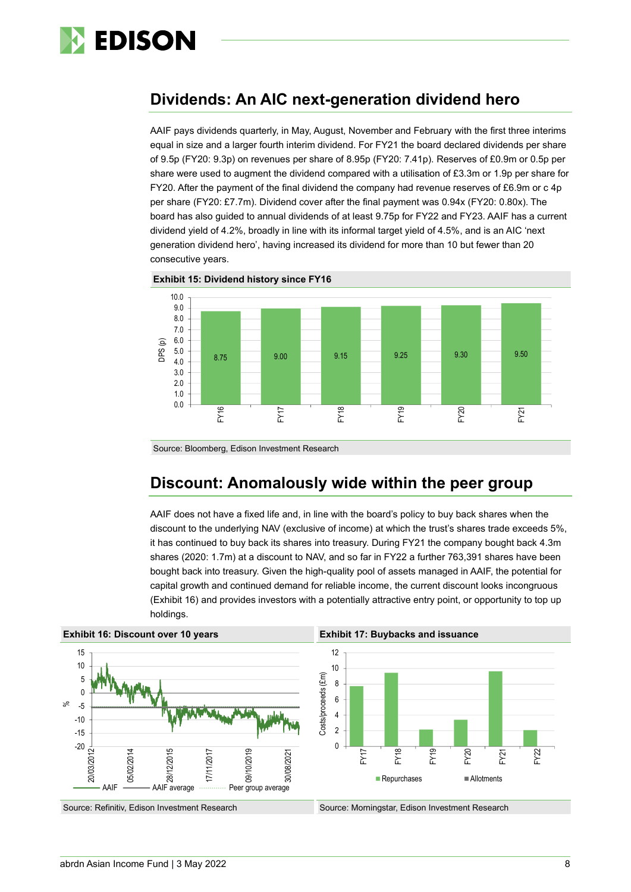## Dividends: An AIC next-generation dividend hero

AAIF pays dividends quarterly, in May, August, November and February with the first three interims equal in size and a larger fourth interim dividend. For FY21 the board declared dividends per share of 9.5p (FY20: 9.3p) on revenues per share of 8.95p (FY20: 7.41p). Reserves of £0.9m or 0.5p per share were used to augment the dividend compared with a utilisation of £3.3m or 1.9p per share for FY20. After the payment of the final dividend the company had revenue reserves of £6.9m or c 4p per share (FY20: £7.7m). Dividend cover after the final payment was 0.94x (FY20: 0.80x). The board has also guided to annual dividends of at least 9.75p for FY22 and FY23. AAIF has a current dividend yield of 4.2%, broadly in line with its informal target yield of 4.5%, and is an AIC 'next generation dividend hero', having increased its dividend for more than 10 but fewer than 20 consecutive years.

**Exhibit 15: Dividend history since FY16**

| | FY16 | FY17 | FY18 | FY19 | FY20 | FY21 |
|---|---|---|---|---|---|---|
| DPS (p) | 8.75 | 9.00 | 9.15 | 9.25 | 9.30 | 9.50 |

Source: Bloomberg, Edison Investment Research

## Discount: Anomalously wide within the peer group

AAIF does not have a fixed life and, in line with the board's policy to buy back shares when the discount to the underlying NAV (exclusive of income) at which the trust's shares trade exceeds 5%, it has continued to buy back its shares into treasury. During FY21 the company bought back 4.3m shares (2020: 1.7m) at a discount to NAV, and so far in FY22 a further 763,391 shares have been bought back into treasury. Given the high-quality pool of assets managed in AAIF, the potential for capital growth and continued demand for reliable income, the current discount looks incongruous (Exhibit 16) and provides investors with a potentially attractive entry point, or opportunity to top up holdings.

**Exhibit 16: Discount over 10 years**

Source: Refinitiv, Edison Investment Research

**Exhibit 17: Buybacks and issuance**

Source: Morningstar, Edison Investment Research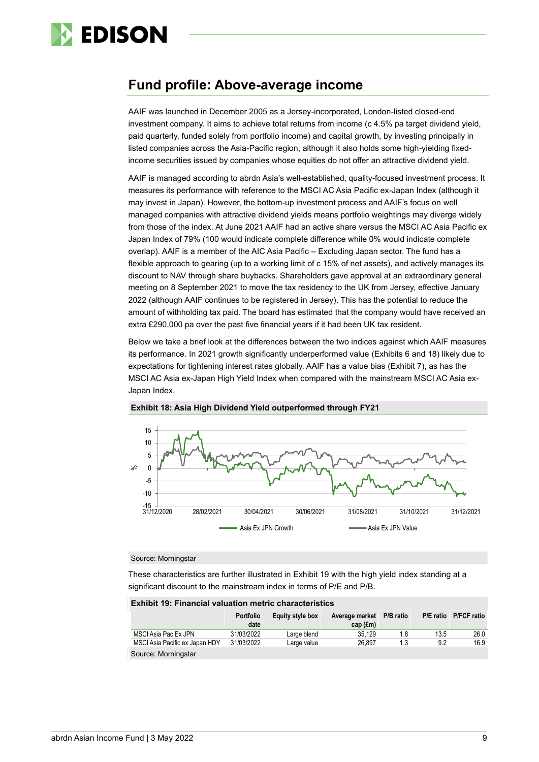## Fund profile: Above-average income

AAIF was launched in December 2005 as a Jersey-incorporated, London-listed closed-end investment company. It aims to achieve total returns from income (c 4.5% pa target dividend yield, paid quarterly, funded solely from portfolio income) and capital growth, by investing principally in listed companies across the Asia-Pacific region, although it also holds some high-yielding fixed-income securities issued by companies whose equities do not offer an attractive dividend yield.

AAIF is managed according to abrdn Asia's well-established, quality-focused investment process. It measures its performance with reference to the MSCI AC Asia Pacific ex-Japan Index (although it may invest in Japan). However, the bottom-up investment process and AAIF's focus on well managed companies with attractive dividend yields means portfolio weightings may diverge widely from those of the index. At June 2021 AAIF had an active share versus the MSCI AC Asia Pacific ex Japan Index of 79% (100 would indicate complete difference while 0% would indicate complete overlap). AAIF is a member of the AIC Asia Pacific – Excluding Japan sector. The fund has a flexible approach to gearing (up to a working limit of c 15% of net assets), and actively manages its discount to NAV through share buybacks. Shareholders gave approval at an extraordinary general meeting on 8 September 2021 to move the tax residency to the UK from Jersey, effective January 2022 (although AAIF continues to be registered in Jersey). This has the potential to reduce the amount of withholding tax paid. The board has estimated that the company would have received an extra £290,000 pa over the past five financial years if it had been UK tax resident.

Below we take a brief look at the differences between the two indices against which AAIF measures its performance. In 2021 growth significantly underperformed value (Exhibits 6 and 18) likely due to expectations for tightening interest rates globally. AAIF has a value bias (Exhibit 7), as has the MSCI AC Asia ex-Japan High Yield Index when compared with the mainstream MSCI AC Asia ex-Japan Index.

**Exhibit 18: Asia High Dividend Yield outperformed through FY21**

Source: Morningstar

These characteristics are further illustrated in Exhibit 19 with the high yield index standing at a significant discount to the mainstream index in terms of P/E and P/B.

**Exhibit 19: Financial valuation metric characteristics**

| | Portfolio date | Equity style box | Average market cap (£m) | P/B ratio | P/E ratio | P/FCF ratio |
|---|---|---|---|---|---|---|
| MSCI Asia Pac Ex JPN | 31/03/2022 | Large blend | 35,129 | 1.8 | 13.5 | 26.0 |
| MSCI Asia Pacific ex Japan HDY | 31/03/2022 | Large value | 26,897 | 1.3 | 9.2 | 16.9 |

Source: Morningstar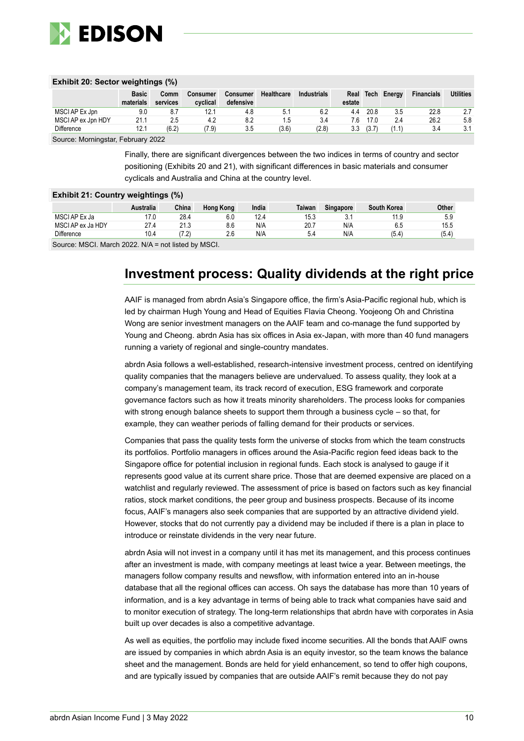**Exhibit 20: Sector weightings (%)**

| | Basic materials | Comm services | Consumer cyclical | Consumer defensive | Healthcare | Industrials | Real estate | Tech | Energy | Financials | Utilities |
|---|---|---|---|---|---|---|---|---|---|---|---|
| MSCI AP Ex Jpn | 9.0 | 8.7 | 12.1 | 4.8 | 5.1 | 6.2 | 4.4 | 20.8 | 3.5 | 22.8 | 2.7 |
| MSCI AP ex Jpn HDY | 21.1 | 2.5 | 4.2 | 8.2 | 1.5 | 3.4 | 7.6 | 17.0 | 2.4 | 26.2 | 5.8 |
| Difference | 12.1 | (6.2) | (7.9) | 3.5 | (3.6) | (2.8) | 3.3 | (3.7) | (1.1) | 3.4 | 3.1 |

Source: Morningstar, February 2022

Finally, there are significant divergences between the two indices in terms of country and sector positioning (Exhibits 20 and 21), with significant differences in basic materials and consumer cyclicals and Australia and China at the country level.

**Exhibit 21: Country weightings (%)**

| | Australia | China | Hong Kong | India | Taiwan | Singapore | South Korea | Other |
|---|---|---|---|---|---|---|---|---|
| MSCI AP Ex Ja | 17.0 | 28.4 | 6.0 | 12.4 | 15.3 | 3.1 | 11.9 | 5.9 |
| MSCI AP ex Ja HDY | 27.4 | 21.3 | 8.6 | N/A | 20.7 | N/A | 6.5 | 15.5 |
| Difference | 10.4 | (7.2) | 2.6 | N/A | 5.4 | N/A | (5.4) | (5.4) |

Source: MSCI. March 2022. N/A = not listed by MSCI.

## Investment process: Quality dividends at the right price

AAIF is managed from abrdn Asia's Singapore office, the firm's Asia-Pacific regional hub, which is led by chairman Hugh Young and Head of Equities Flavia Cheong. Yoojeong Oh and Christina Wong are senior investment managers on the AAIF team and co-manage the fund supported by Young and Cheong. abrdn Asia has six offices in Asia ex-Japan, with more than 40 fund managers running a variety of regional and single-country mandates.

abrdn Asia follows a well-established, research-intensive investment process, centred on identifying quality companies that the managers believe are undervalued. To assess quality, they look at a company's management team, its track record of execution, ESG framework and corporate governance factors such as how it treats minority shareholders. The process looks for companies with strong enough balance sheets to support them through a business cycle – so that, for example, they can weather periods of falling demand for their products or services.

Companies that pass the quality tests form the universe of stocks from which the team constructs its portfolios. Portfolio managers in offices around the Asia-Pacific region feed ideas back to the Singapore office for potential inclusion in regional funds. Each stock is analysed to gauge if it represents good value at its current share price. Those that are deemed expensive are placed on a watchlist and regularly reviewed. The assessment of price is based on factors such as key financial ratios, stock market conditions, the peer group and business prospects. Because of its income focus, AAIF's managers also seek companies that are supported by an attractive dividend yield. However, stocks that do not currently pay a dividend may be included if there is a plan in place to introduce or reinstate dividends in the very near future.

abrdn Asia will not invest in a company until it has met its management, and this process continues after an investment is made, with company meetings at least twice a year. Between meetings, the managers follow company results and newsflow, with information entered into an in-house database that all the regional offices can access. Oh says the database has more than 10 years of information, and is a key advantage in terms of being able to track what companies have said and to monitor execution of strategy. The long-term relationships that abrdn have with corporates in Asia built up over decades is also a competitive advantage.

As well as equities, the portfolio may include fixed income securities. All the bonds that AAIF owns are issued by companies in which abrdn Asia is an equity investor, so the team knows the balance sheet and the management. Bonds are held for yield enhancement, so tend to offer high coupons, and are typically issued by companies that are outside AAIF's remit because they do not pay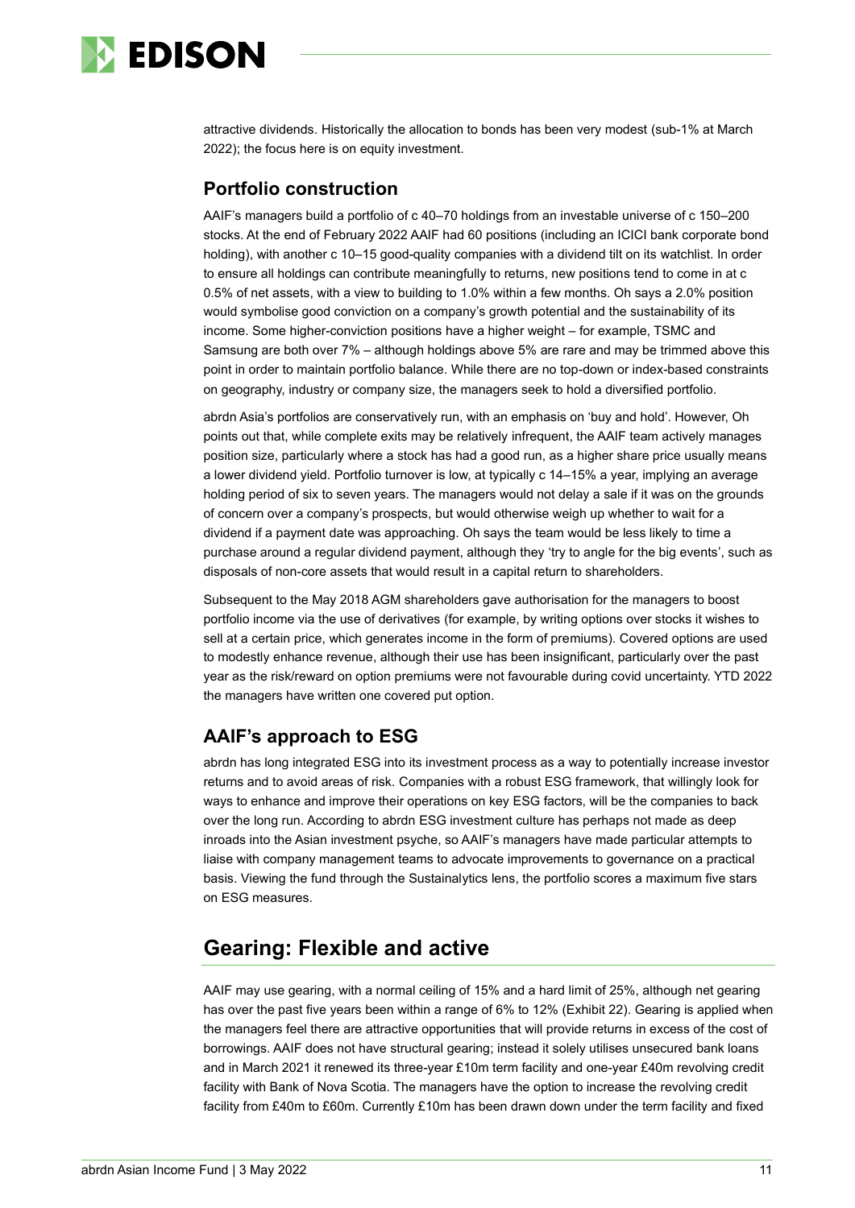attractive dividends. Historically the allocation to bonds has been very modest (sub-1% at March 2022); the focus here is on equity investment.

## Portfolio construction

AAIF's managers build a portfolio of c 40–70 holdings from an investable universe of c 150–200 stocks. At the end of February 2022 AAIF had 60 positions (including an ICICI bank corporate bond holding), with another c 10–15 good-quality companies with a dividend tilt on its watchlist. In order to ensure all holdings can contribute meaningfully to returns, new positions tend to come in at c 0.5% of net assets, with a view to building to 1.0% within a few months. Oh says a 2.0% position would symbolise good conviction on a company's growth potential and the sustainability of its income. Some higher-conviction positions have a higher weight – for example, TSMC and Samsung are both over 7% – although holdings above 5% are rare and may be trimmed above this point in order to maintain portfolio balance. While there are no top-down or index-based constraints on geography, industry or company size, the managers seek to hold a diversified portfolio.

abrdn Asia's portfolios are conservatively run, with an emphasis on 'buy and hold'. However, Oh points out that, while complete exits may be relatively infrequent, the AAIF team actively manages position size, particularly where a stock has had a good run, as a higher share price usually means a lower dividend yield. Portfolio turnover is low, at typically c 14–15% a year, implying an average holding period of six to seven years. The managers would not delay a sale if it was on the grounds of concern over a company's prospects, but would otherwise weigh up whether to wait for a dividend if a payment date was approaching. Oh says the team would be less likely to time a purchase around a regular dividend payment, although they 'try to angle for the big events', such as disposals of non-core assets that would result in a capital return to shareholders.

Subsequent to the May 2018 AGM shareholders gave authorisation for the managers to boost portfolio income via the use of derivatives (for example, by writing options over stocks it wishes to sell at a certain price, which generates income in the form of premiums). Covered options are used to modestly enhance revenue, although their use has been insignificant, particularly over the past year as the risk/reward on option premiums were not favourable during covid uncertainty. YTD 2022 the managers have written one covered put option.

## AAIF's approach to ESG

abrdn has long integrated ESG into its investment process as a way to potentially increase investor returns and to avoid areas of risk. Companies with a robust ESG framework, that willingly look for ways to enhance and improve their operations on key ESG factors, will be the companies to back over the long run. According to abrdn ESG investment culture has perhaps not made as deep inroads into the Asian investment psyche, so AAIF's managers have made particular attempts to liaise with company management teams to advocate improvements to governance on a practical basis. Viewing the fund through the Sustainalytics lens, the portfolio scores a maximum five stars on ESG measures.

# Gearing: Flexible and active

AAIF may use gearing, with a normal ceiling of 15% and a hard limit of 25%, although net gearing has over the past five years been within a range of 6% to 12% (Exhibit 22). Gearing is applied when the managers feel there are attractive opportunities that will provide returns in excess of the cost of borrowings. AAIF does not have structural gearing; instead it solely utilises unsecured bank loans and in March 2021 it renewed its three-year £10m term facility and one-year £40m revolving credit facility with Bank of Nova Scotia. The managers have the option to increase the revolving credit facility from £40m to £60m. Currently £10m has been drawn down under the term facility and fixed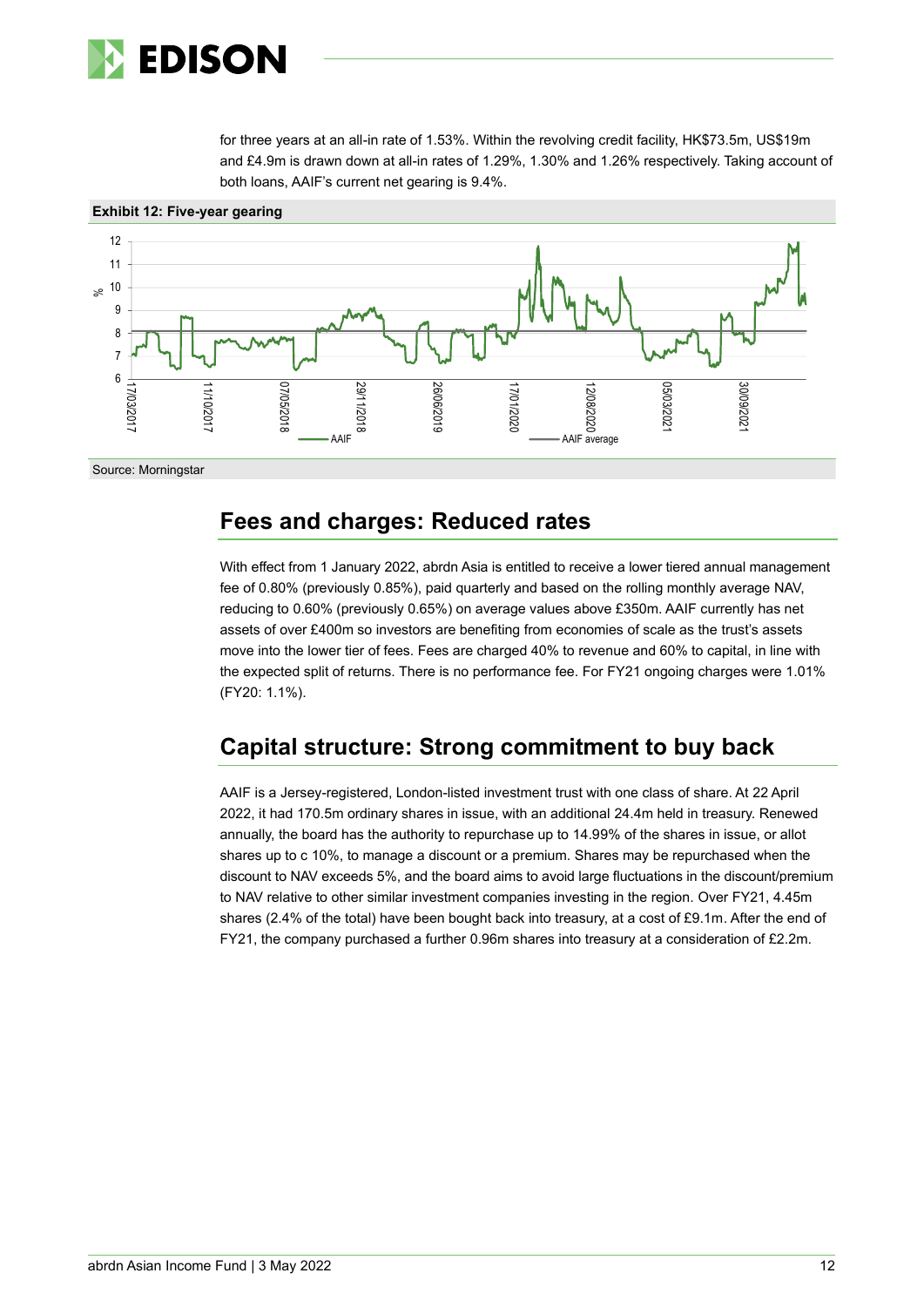for three years at an all-in rate of 1.53%. Within the revolving credit facility, HK$73.5m, US$19m and £4.9m is drawn down at all-in rates of 1.29%, 1.30% and 1.26% respectively. Taking account of both loans, AAIF's current net gearing is 9.4%.

**Exhibit 12: Five-year gearing**

Source: Morningstar

## Fees and charges: Reduced rates

With effect from 1 January 2022, abrdn Asia is entitled to receive a lower tiered annual management fee of 0.80% (previously 0.85%), paid quarterly and based on the rolling monthly average NAV, reducing to 0.60% (previously 0.65%) on average values above £350m. AAIF currently has net assets of over £400m so investors are benefiting from economies of scale as the trust's assets move into the lower tier of fees. Fees are charged 40% to revenue and 60% to capital, in line with the expected split of returns. There is no performance fee. For FY21 ongoing charges were 1.01% (FY20: 1.1%).

## Capital structure: Strong commitment to buy back

AAIF is a Jersey-registered, London-listed investment trust with one class of share. At 22 April 2022, it had 170.5m ordinary shares in issue, with an additional 24.4m held in treasury. Renewed annually, the board has the authority to repurchase up to 14.99% of the shares in issue, or allot shares up to c 10%, to manage a discount or a premium. Shares may be repurchased when the discount to NAV exceeds 5%, and the board aims to avoid large fluctuations in the discount/premium to NAV relative to other similar investment companies investing in the region. Over FY21, 4.45m shares (2.4% of the total) have been bought back into treasury, at a cost of £9.1m. After the end of FY21, the company purchased a further 0.96m shares into treasury at a consideration of £2.2m.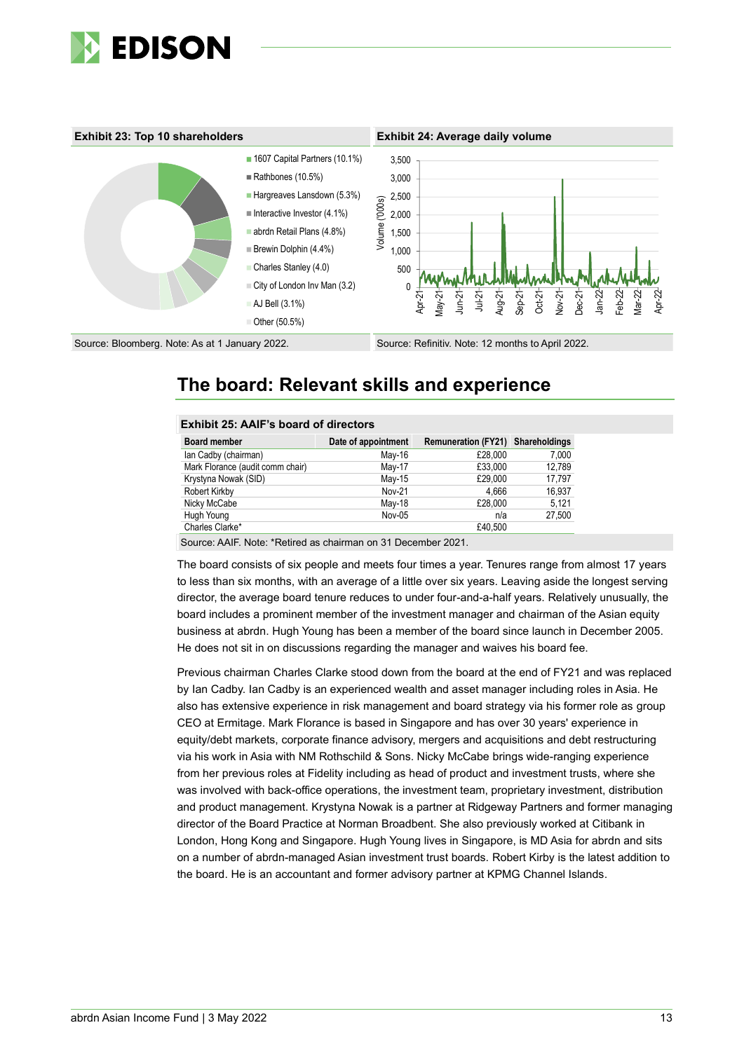**Exhibit 23: Top 10 shareholders**

- 1607 Capital Partners (10.1%)
- Rathbones (10.5%)
- Hargreaves Lansdown (5.3%)
- Interactive Investor (4.1%)
- abrdn Retail Plans (4.8%)
- Brewin Dolphin (4.4%)
- Charles Stanley (4.0)
- City of London Inv Man (3.2)
- AJ Bell (3.1%)
- Other (50.5%)

Source: Bloomberg. Note: As at 1 January 2022.

**Exhibit 24: Average daily volume**

Source: Refinitiv. Note: 12 months to April 2022.

## The board: Relevant skills and experience

**Exhibit 25: AAIF's board of directors**

| Board member | Date of appointment | Remuneration (FY21) | Shareholdings |
|---|---|---|---|
| Ian Cadby (chairman) | May-16 | £28,000 | 7,000 |
| Mark Florance (audit comm chair) | May-17 | £33,000 | 12,789 |
| Krystyna Nowak (SID) | May-15 | £29,000 | 17,797 |
| Robert Kirkby | Nov-21 | 4,666 | 16,937 |
| Nicky McCabe | May-18 | £28,000 | 5,121 |
| Hugh Young | Nov-05 | n/a | 27,500 |
| Charles Clarke* | | £40,500 | |

Source: AAIF. Note: *Retired as chairman on 31 December 2021.

The board consists of six people and meets four times a year. Tenures range from almost 17 years to less than six months, with an average of a little over six years. Leaving aside the longest serving director, the average board tenure reduces to under four-and-a-half years. Relatively unusually, the board includes a prominent member of the investment manager and chairman of the Asian equity business at abrdn. Hugh Young has been a member of the board since launch in December 2005. He does not sit in on discussions regarding the manager and waives his board fee.

Previous chairman Charles Clarke stood down from the board at the end of FY21 and was replaced by Ian Cadby. Ian Cadby is an experienced wealth and asset manager including roles in Asia. He also has extensive experience in risk management and board strategy via his former role as group CEO at Ermitage. Mark Florance is based in Singapore and has over 30 years' experience in equity/debt markets, corporate finance advisory, mergers and acquisitions and debt restructuring via his work in Asia with NM Rothschild & Sons. Nicky McCabe brings wide-ranging experience from her previous roles at Fidelity including as head of product and investment trusts, where she was involved with back-office operations, the investment team, proprietary investment, distribution and product management. Krystyna Nowak is a partner at Ridgeway Partners and former managing director of the Board Practice at Norman Broadbent. She also previously worked at Citibank in London, Hong Kong and Singapore. Hugh Young lives in Singapore, is MD Asia for abrdn and sits on a number of abrdn-managed Asian investment trust boards. Robert Kirby is the latest addition to the board. He is an accountant and former advisory partner at KPMG Channel Islands.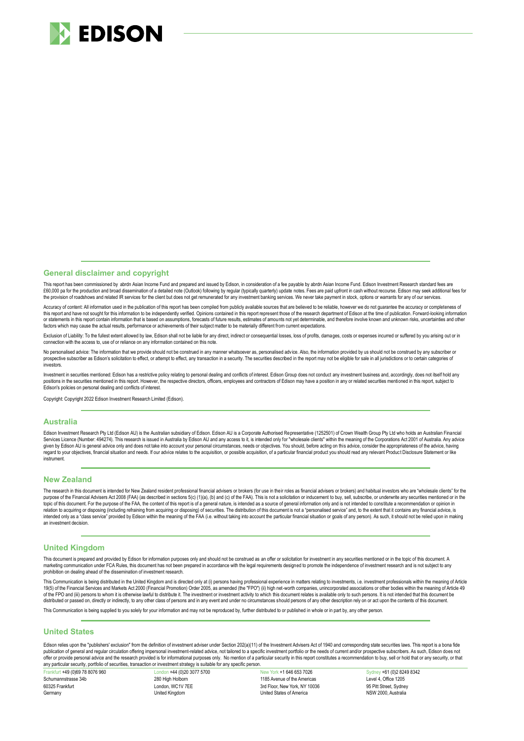## General disclaimer and copyright

This report has been commissioned by abrdn Asian Income Fund and prepared and issued by Edison, in consideration of a fee payable by abrdn Asian Income Fund. Edison Investment Research standard fees are £60,000 pa for the production and broad dissemination of a detailed note (Outlook) following by regular (typically quarterly) update notes. Fees are paid upfront in cash without recourse. Edison may seek additional fees for the provision of roadshows and related IR services for the client but does not get remunerated for any investment banking services. We never take payment in stock, options or warrants for any of our services.

Accuracy of content: All information used in the publication of this report has been compiled from publicly available sources that are believed to be reliable, however we do not guarantee the accuracy or completeness of this report and have not sought for this information to be independently verified. Opinions contained in this report represent those of the research department of Edison at the time of publication. Forward-looking information or statements in this report contain information that is based on assumptions, forecasts of future results, estimates of amounts not yet determinable, and therefore involve known and unknown risks, uncertainties and other factors which may cause the actual results, performance or achievements of their subject matter to be materially different from current expectations.

Exclusion of Liability: To the fullest extent allowed by law, Edison shall not be liable for any direct, indirect or consequential losses, loss of profits, damages, costs or expenses incurred or suffered by you arising out or in connection with the access to, use of or reliance on any information contained on this note.

No personalised advice: The information that we provide should not be construed in any manner whatsoever as, personalised advice. Also, the information provided by us should not be construed by any subscriber or prospective subscriber as Edison's solicitation to effect, or attempt to effect, any transaction in a security. The securities described in the report may not be eligible for sale in all jurisdictions or to certain categories of investors.

Investment in securities mentioned: Edison has a restrictive policy relating to personal dealing and conflicts of interest. Edison Group does not conduct any investment business and, accordingly, does not itself hold any positions in the securities mentioned in this report. However, the respective directors, officers, employees and contractors of Edison may have a position in any or related securities mentioned in this report, subject to Edison's policies on personal dealing and conflicts of interest.

Copyright: Copyright 2022 Edison Investment Research Limited (Edison).

## Australia

Edison Investment Research Pty Ltd (Edison AU) is the Australian subsidiary of Edison. Edison AU is a Corporate Authorised Representative (1252501) of Crown Wealth Group Pty Ltd who holds an Australian Financial Services Licence (Number: 494274). This research is issued in Australia by Edison AU and any access to it, is intended only for "wholesale clients" within the meaning of the Corporations Act 2001 of Australia. Any advice given by Edison AU is general advice only and does not take into account your personal circumstances, needs or objectives. You should, before acting on this advice, consider the appropriateness of the advice, having regard to your objectives, financial situation and needs. If our advice relates to the acquisition, or possible acquisition, of a particular financial product you should read any relevant Product Disclosure Statement or like instrument.

## New Zealand

The research in this document is intended for New Zealand resident professional financial advisers or brokers (for use in their roles as financial advisers or brokers) and habitual investors who are "wholesale clients" for the purpose of the Financial Advisers Act 2008 (FAA) (as described in sections 5(c) (1)(a), (b) and (c) of the FAA). This is not a solicitation or inducement to buy, sell, subscribe, or underwrite any securities mentioned or in the topic of this document. For the purpose of the FAA, the content of this report is of a general nature, is intended as a source of general information only and is not intended to constitute a recommendation or opinion in relation to acquiring or disposing (including refraining from acquiring or disposing) of securities. The distribution of this document is not a "personalised service" and, to the extent that it contains any financial advice, is intended only as a "class service" provided by Edison within the meaning of the FAA (i.e. without taking into account the particular financial situation or goals of any person). As such, it should not be relied upon in making an investment decision.

## United Kingdom

This document is prepared and provided by Edison for information purposes only and should not be construed as an offer or solicitation for investment in any securities mentioned or in the topic of this document. A marketing communication under FCA Rules, this document has not been prepared in accordance with the legal requirements designed to promote the independence of investment research and is not subject to any prohibition on dealing ahead of the dissemination of investment research.

This Communication is being distributed in the United Kingdom and is directed only at (i) persons having professional experience in matters relating to investments, i.e. investment professionals within the meaning of Article 19(5) of the Financial Services and Markets Act 2000 (Financial Promotion) Order 2005, as amended (the "FPO") (ii) high net-worth companies, unincorporated associations or other bodies within the meaning of Article 49 of the FPO and (iii) persons to whom it is otherwise lawful to distribute it. The investment or investment activity to which this document relates is available only to such persons. It is not intended that this document be distributed or passed on, directly or indirectly, to any other class of persons and in any event and under no circumstances should persons of any other description rely on or act upon the contents of this document.

This Communication is being supplied to you solely for your information and may not be reproduced by, further distributed to or published in whole or in part by, any other person.

## United States

Edison relies upon the "publishers' exclusion" from the definition of investment adviser under Section 202(a)(11) of the Investment Advisers Act of 1940 and corresponding state securities laws. This report is a bona fide publication of general and regular circulation offering impersonal investment-related advice, not tailored to a specific investment portfolio or the needs of current and/or prospective subscribers. As such, Edison does not offer or provide personal advice and the research provided is for informational purposes only. No mention of a particular security in this report constitutes a recommendation to buy, sell or hold that or any security, or that any particular security, portfolio of securities, transaction or investment strategy is suitable for any specific person.

Frankfurt +49 (0)69 78 8076 960
Schumannstrasse 34b
60325 Frankfurt
Germany

London +44 (0)20 3077 5700
280 High Holborn
London, WC1V 7EE
United Kingdom

New York +1 646 653 7026
1185 Avenue of the Americas
3rd Floor, New York, NY 10036
United States of America

Sydney +61 (0)2 8249 8342
Level 4, Office 1205
95 Pitt Street, Sydney
NSW 2000, Australia